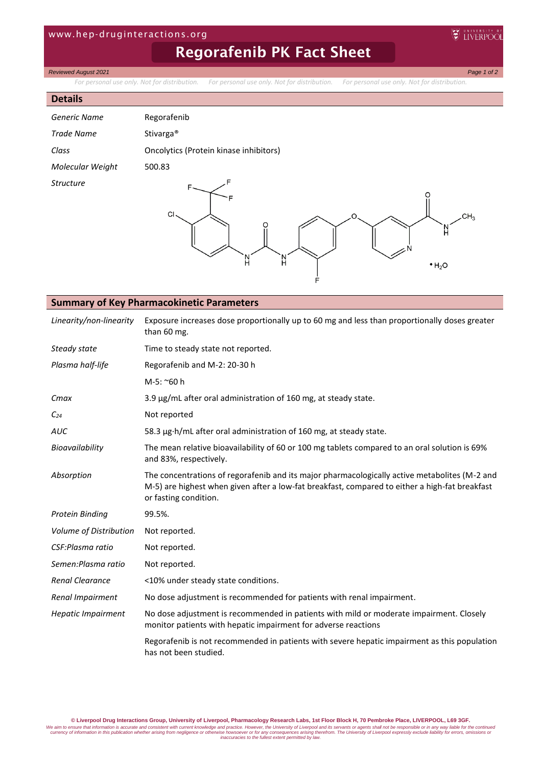# Regorafenib PK Fact Sheet

Reviewed August 2021

For personal use only. Not for distribution. For personal use only. Not for distribution. For personal use only. Not for distribution.

## Details

| | |
|---|---|
| *Generic Name* | Regorafenib |
| *Trade Name* | Stivarga® |
| *Class* | Oncolytics (Protein kinase inhibitors) |
| *Molecular Weight* | 500.83 |
| *Structure* | • $H_2O$ |

## Summary of Key Pharmacokinetic Parameters

| | |
|---|---|
| *Linearity/non-linearity* | Exposure increases dose proportionally up to 60 mg and less than proportionally doses greater than 60 mg. |
| *Steady state* | Time to steady state not reported. |
| *Plasma half-life* | Regorafenib and M-2: 20-30 h |
| | M-5: ~60 h |
| *Cmax* | 3.9 µg/mL after oral administration of 160 mg, at steady state. |
| *$C_{24}$* | Not reported |
| *AUC* | 58.3 µg·h/mL after oral administration of 160 mg, at steady state. |
| *Bioavailability* | The mean relative bioavailability of 60 or 100 mg tablets compared to an oral solution is 69% and 83%, respectively. |
| *Absorption* | The concentrations of regorafenib and its major pharmacologically active metabolites (M-2 and M-5) are highest when given after a low-fat breakfast, compared to either a high-fat breakfast or fasting condition. |
| *Protein Binding* | 99.5%. |
| *Volume of Distribution* | Not reported. |
| *CSF:Plasma ratio* | Not reported. |
| *Semen:Plasma ratio* | Not reported. |
| *Renal Clearance* | <10% under steady state conditions. |
| *Renal Impairment* | No dose adjustment is recommended for patients with renal impairment. |
| *Hepatic Impairment* | No dose adjustment is recommended in patients with mild or moderate impairment. Closely monitor patients with hepatic impairment for adverse reactions |
| | Regorafenib is not recommended in patients with severe hepatic impairment as this population has not been studied. |

© Liverpool Drug Interactions Group, University of Liverpool, Pharmacology Research Labs, 1st Floor Block H, 70 Pembroke Place, LIVERPOOL, L69 3GF.

We aim to ensure that information is accurate and consistent with current knowledge and practice. However, the University of Liverpool and its servants or agents shall not be responsible or in any way liable for the continued currency of information in this publication whether arising from negligence or otherwise howsoever or for any consequences arising therefrom. The University of Liverpool expressly exclude liability for errors, omissions or inaccuracies to the fullest extent permitted by law.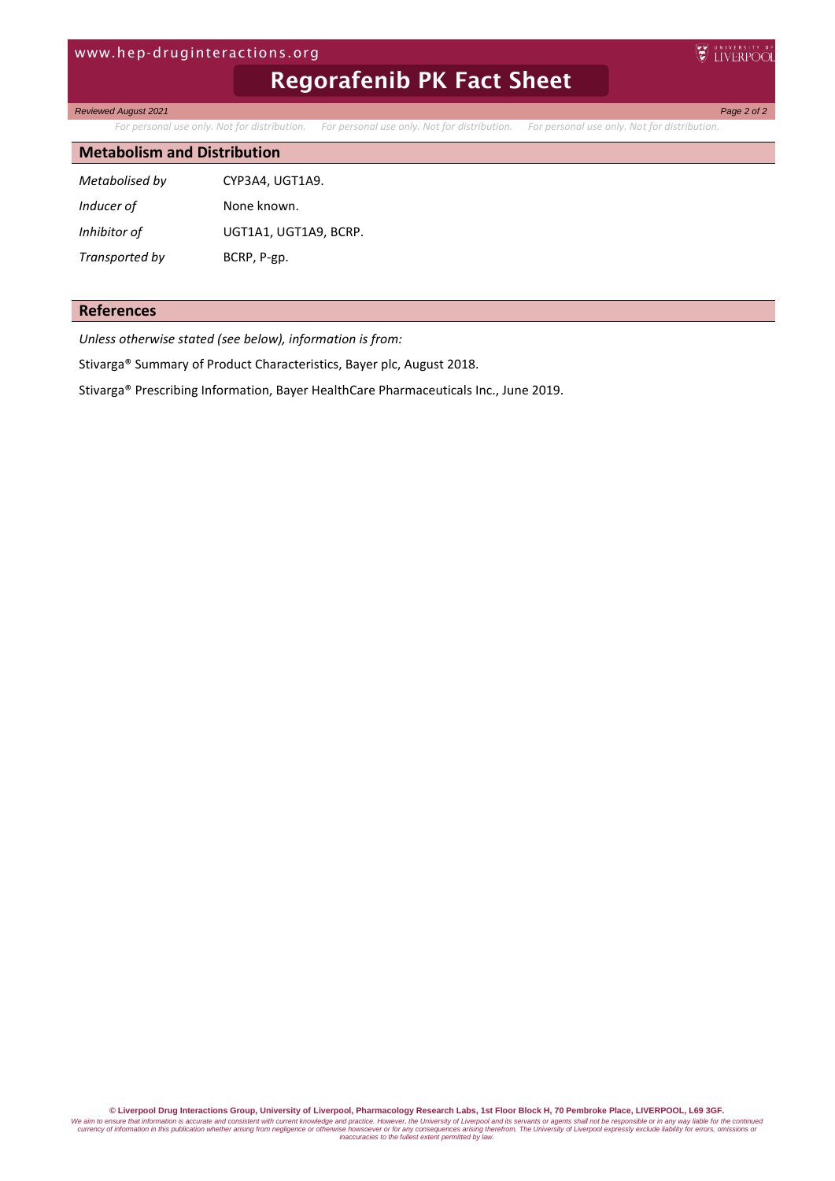## Metabolism and Distribution

| | |
|---|---|
| *Metabolised by* | CYP3A4, UGT1A9. |
| *Inducer of* | None known. |
| *Inhibitor of* | UGT1A1, UGT1A9, BCRP. |
| *Transported by* | BCRP, P-gp. |

## References

*Unless otherwise stated (see below), information is from:*

Stivarga® Summary of Product Characteristics, Bayer plc, August 2018.

Stivarga® Prescribing Information, Bayer HealthCare Pharmaceuticals Inc., June 2019.